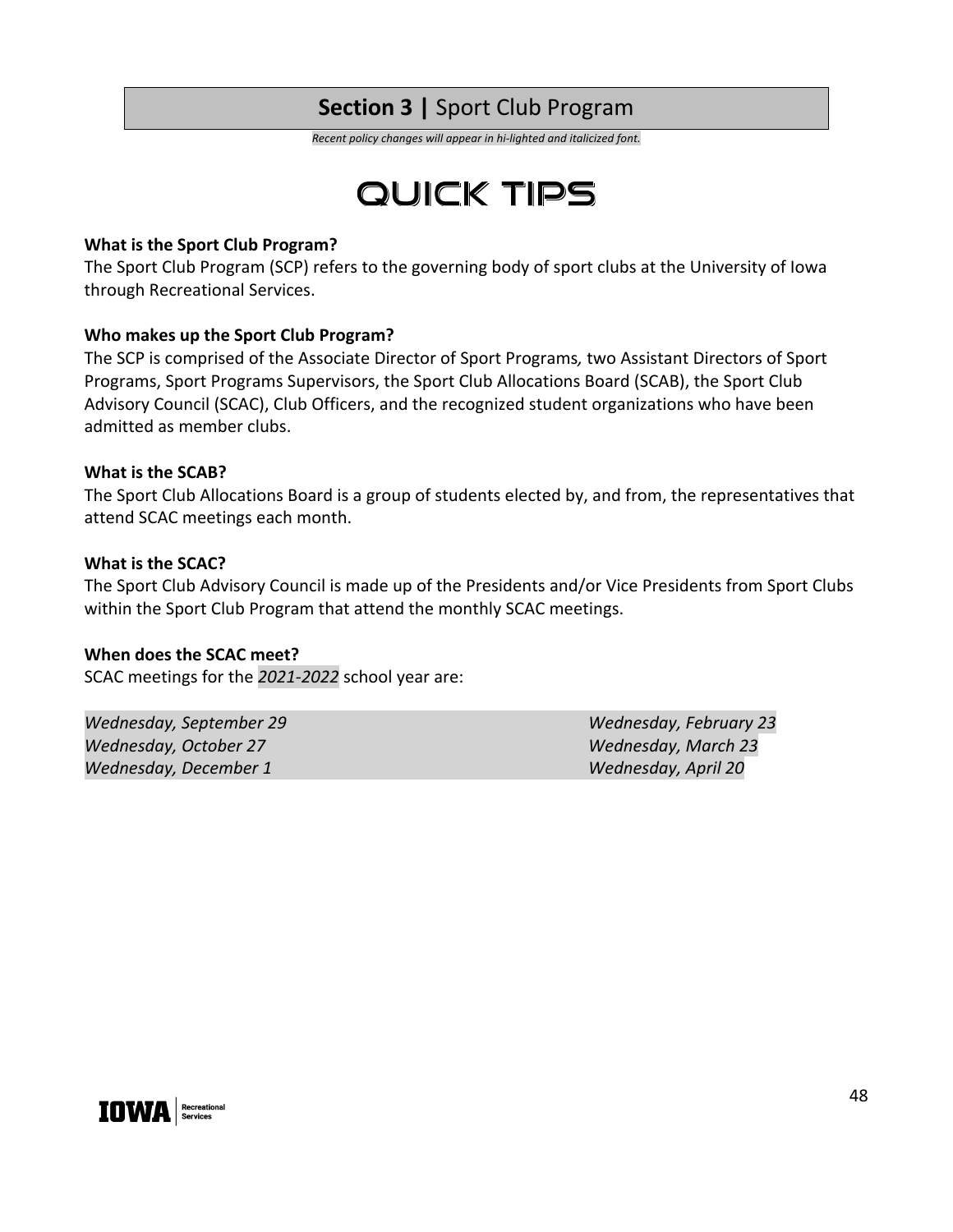# **Section 3 |** Sport Club Program

*Recent policy changes will appear in hi-lighted and italicized font.*

## QUICK TIPS

**What is the Sport Club Program?**

The Sport Club Program (SCP) refers to the governing body of sport clubs at the University of Iowa through Recreational Services.

**Who makes up the Sport Club Program?**

The SCP is comprised of the Associate Director of Sport Programs*,* two Assistant Directors of Sport Programs, Sport Programs Supervisors, the Sport Club Allocations Board (SCAB), the Sport Club Advisory Council (SCAC), Club Officers, and the recognized student organizations who have been admitted as member clubs.

**What is the SCAB?**

The Sport Club Allocations Board is a group of students elected by, and from, the representatives that attend SCAC meetings each month.

**What is the SCAC?**

The Sport Club Advisory Council is made up of the Presidents and/or Vice Presidents from Sport Clubs within the Sport Club Program that attend the monthly SCAC meetings.

**When does the SCAC meet?**

SCAC meetings for the *2021-2022* school year are:

*Wednesday, September 29*
*Wednesday, October 27*
*Wednesday, December 1*
*Wednesday, February 23*
*Wednesday, March 23*
*Wednesday, April 20*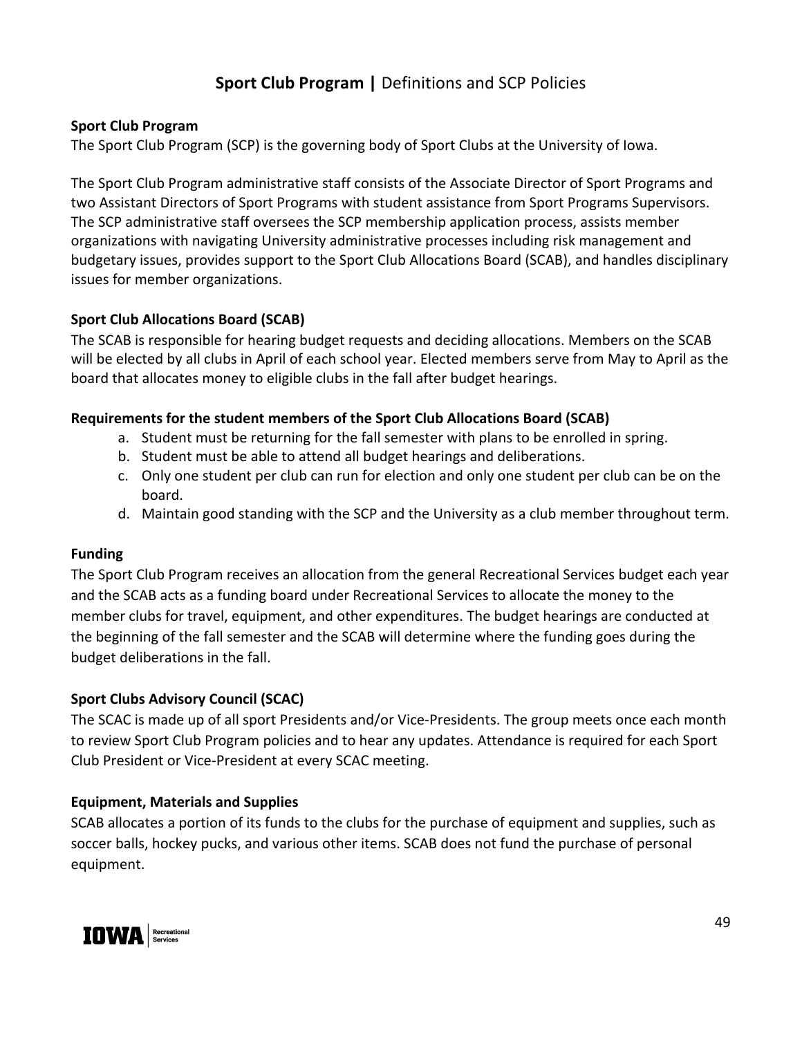# **Sport Club Program |** Definitions and SCP Policies

**Sport Club Program**

The Sport Club Program (SCP) is the governing body of Sport Clubs at the University of Iowa.

The Sport Club Program administrative staff consists of the Associate Director of Sport Programs and two Assistant Directors of Sport Programs with student assistance from Sport Programs Supervisors. The SCP administrative staff oversees the SCP membership application process, assists member organizations with navigating University administrative processes including risk management and budgetary issues, provides support to the Sport Club Allocations Board (SCAB), and handles disciplinary issues for member organizations.

**Sport Club Allocations Board (SCAB)**

The SCAB is responsible for hearing budget requests and deciding allocations. Members on the SCAB will be elected by all clubs in April of each school year. Elected members serve from May to April as the board that allocates money to eligible clubs in the fall after budget hearings.

**Requirements for the student members of the Sport Club Allocations Board (SCAB)**

a. Student must be returning for the fall semester with plans to be enrolled in spring.
b. Student must be able to attend all budget hearings and deliberations.
c. Only one student per club can run for election and only one student per club can be on the board.
d. Maintain good standing with the SCP and the University as a club member throughout term.

**Funding**

The Sport Club Program receives an allocation from the general Recreational Services budget each year and the SCAB acts as a funding board under Recreational Services to allocate the money to the member clubs for travel, equipment, and other expenditures. The budget hearings are conducted at the beginning of the fall semester and the SCAB will determine where the funding goes during the budget deliberations in the fall.

**Sport Clubs Advisory Council (SCAC)**

The SCAC is made up of all sport Presidents and/or Vice-Presidents. The group meets once each month to review Sport Club Program policies and to hear any updates. Attendance is required for each Sport Club President or Vice-President at every SCAC meeting.

**Equipment, Materials and Supplies**

SCAB allocates a portion of its funds to the clubs for the purchase of equipment and supplies, such as soccer balls, hockey pucks, and various other items. SCAB does not fund the purchase of personal equipment.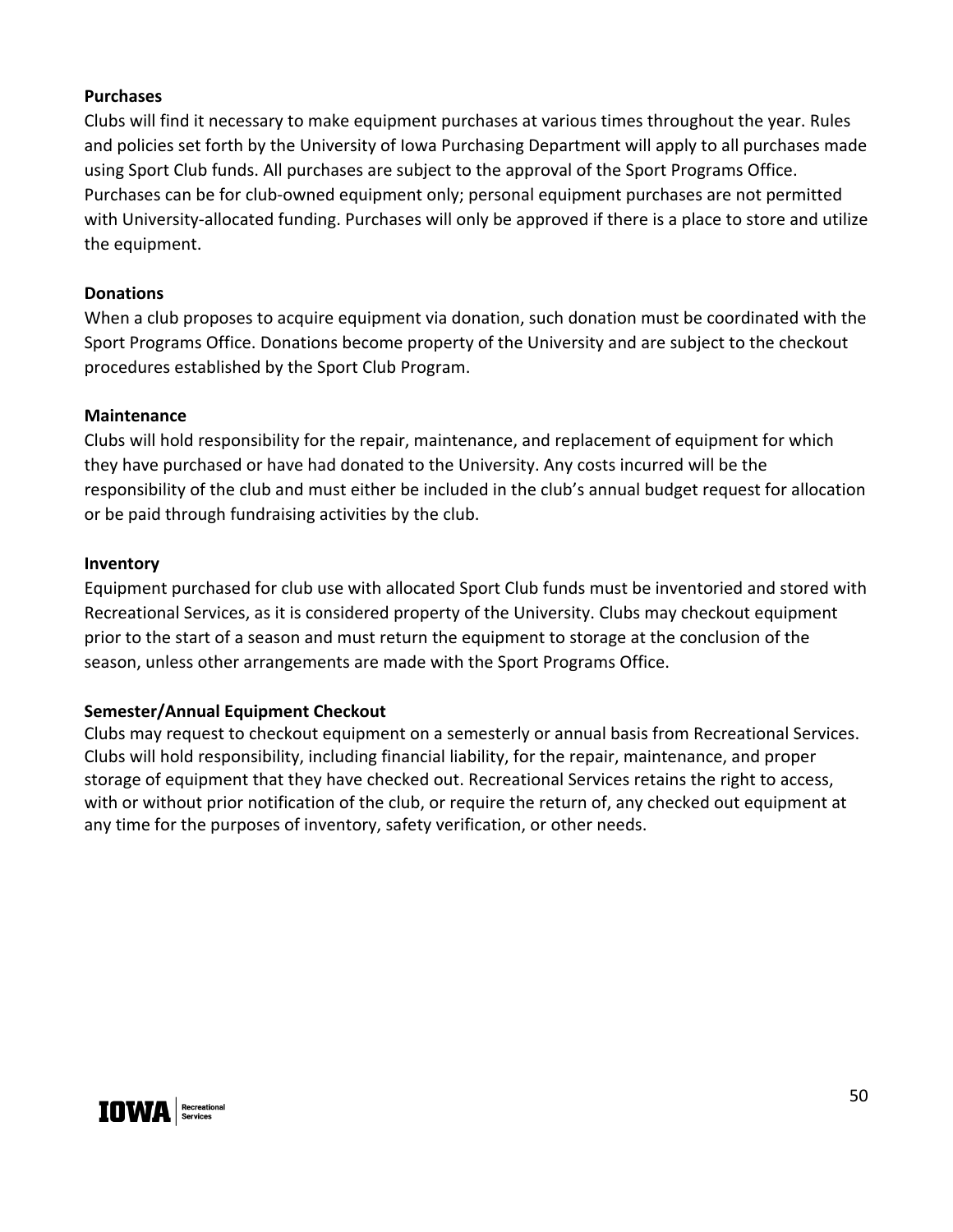**Purchases**

Clubs will find it necessary to make equipment purchases at various times throughout the year. Rules and policies set forth by the University of Iowa Purchasing Department will apply to all purchases made using Sport Club funds. All purchases are subject to the approval of the Sport Programs Office. Purchases can be for club-owned equipment only; personal equipment purchases are not permitted with University-allocated funding. Purchases will only be approved if there is a place to store and utilize the equipment.

**Donations**

When a club proposes to acquire equipment via donation, such donation must be coordinated with the Sport Programs Office. Donations become property of the University and are subject to the checkout procedures established by the Sport Club Program.

**Maintenance**

Clubs will hold responsibility for the repair, maintenance, and replacement of equipment for which they have purchased or have had donated to the University. Any costs incurred will be the responsibility of the club and must either be included in the club's annual budget request for allocation or be paid through fundraising activities by the club.

**Inventory**

Equipment purchased for club use with allocated Sport Club funds must be inventoried and stored with Recreational Services, as it is considered property of the University. Clubs may checkout equipment prior to the start of a season and must return the equipment to storage at the conclusion of the season, unless other arrangements are made with the Sport Programs Office.

**Semester/Annual Equipment Checkout**

Clubs may request to checkout equipment on a semesterly or annual basis from Recreational Services. Clubs will hold responsibility, including financial liability, for the repair, maintenance, and proper storage of equipment that they have checked out. Recreational Services retains the right to access, with or without prior notification of the club, or require the return of, any checked out equipment at any time for the purposes of inventory, safety verification, or other needs.